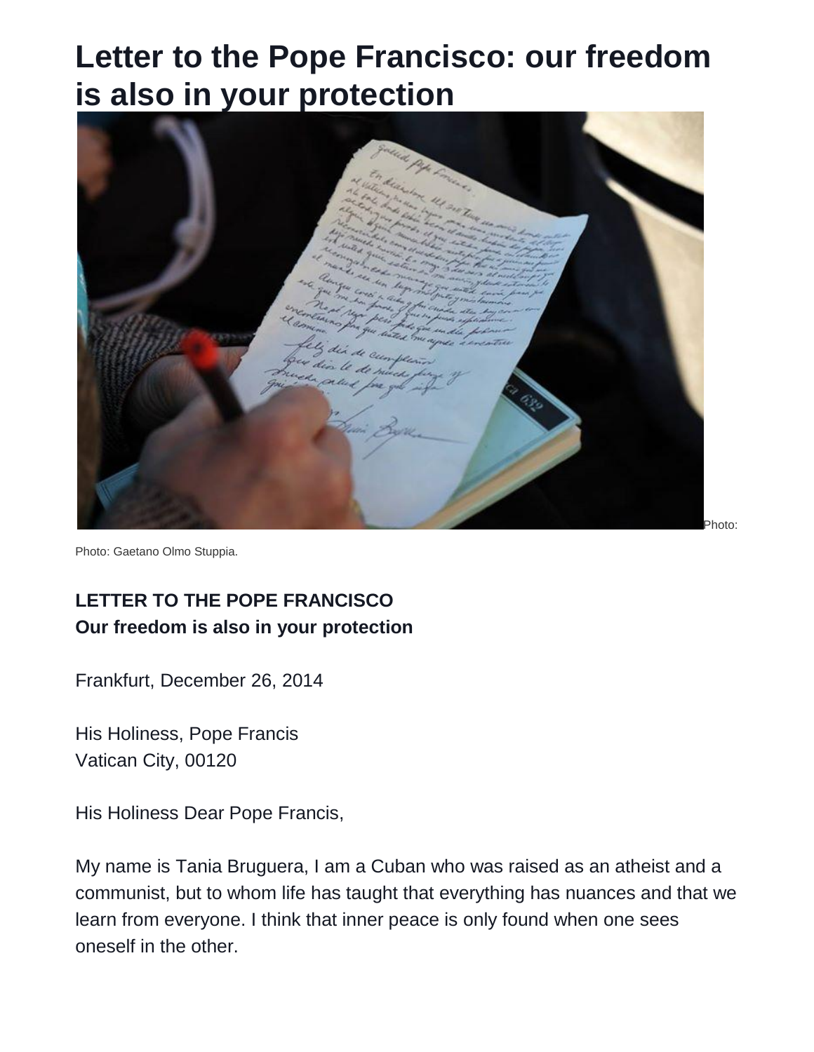# Letter to the Pope Francisco: our freedom is also in your protection

Photo:

Photo: Gaetano Olmo Stuppia.

**LETTER TO THE POPE FRANCISCO**
**Our freedom is also in your protection**

Frankfurt, December 26, 2014

His Holiness, Pope Francis
Vatican City, 00120

His Holiness Dear Pope Francis,

My name is Tania Bruguera, I am a Cuban who was raised as an atheist and a communist, but to whom life has taught that everything has nuances and that we learn from everyone. I think that inner peace is only found when one sees oneself in the other.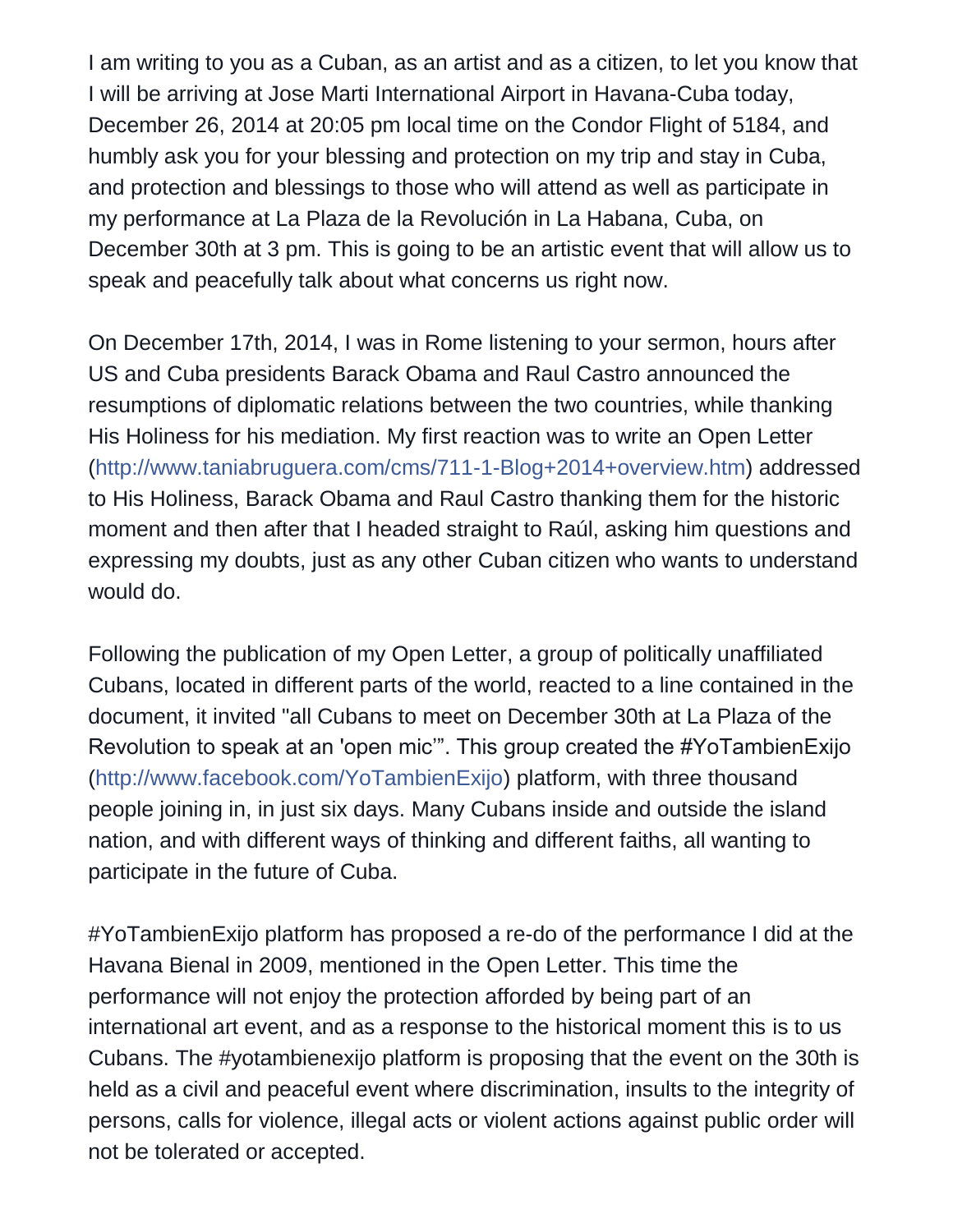I am writing to you as a Cuban, as an artist and as a citizen, to let you know that I will be arriving at Jose Marti International Airport in Havana-Cuba today, December 26, 2014 at 20:05 pm local time on the Condor Flight of 5184, and humbly ask you for your blessing and protection on my trip and stay in Cuba, and protection and blessings to those who will attend as well as participate in my performance at La Plaza de la Revolución in La Habana, Cuba, on December 30th at 3 pm. This is going to be an artistic event that will allow us to speak and peacefully talk about what concerns us right now.

On December 17th, 2014, I was in Rome listening to your sermon, hours after US and Cuba presidents Barack Obama and Raul Castro announced the resumptions of diplomatic relations between the two countries, while thanking His Holiness for his mediation. My first reaction was to write an Open Letter (http://www.taniabruguera.com/cms/711-1-Blog+2014+overview.htm) addressed to His Holiness, Barack Obama and Raul Castro thanking them for the historic moment and then after that I headed straight to Raúl, asking him questions and expressing my doubts, just as any other Cuban citizen who wants to understand would do.

Following the publication of my Open Letter, a group of politically unaffiliated Cubans, located in different parts of the world, reacted to a line contained in the document, it invited "all Cubans to meet on December 30th at La Plaza of the Revolution to speak at an 'open mic'". This group created the #YoTambienExijo (http://www.facebook.com/YoTambienExijo) platform, with three thousand people joining in, in just six days. Many Cubans inside and outside the island nation, and with different ways of thinking and different faiths, all wanting to participate in the future of Cuba.

#YoTambienExijo platform has proposed a re-do of the performance I did at the Havana Bienal in 2009, mentioned in the Open Letter. This time the performance will not enjoy the protection afforded by being part of an international art event, and as a response to the historical moment this is to us Cubans. The #yotambienexijo platform is proposing that the event on the 30th is held as a civil and peaceful event where discrimination, insults to the integrity of persons, calls for violence, illegal acts or violent actions against public order will not be tolerated or accepted.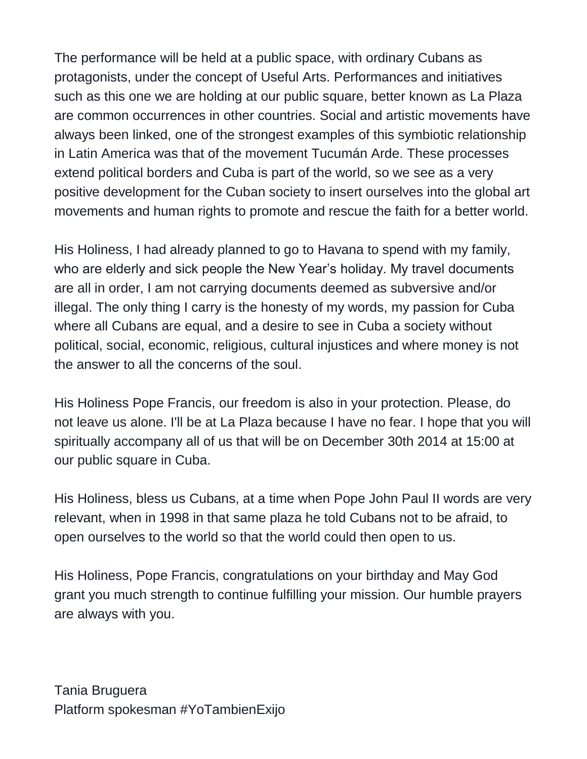The performance will be held at a public space, with ordinary Cubans as protagonists, under the concept of Useful Arts. Performances and initiatives such as this one we are holding at our public square, better known as La Plaza are common occurrences in other countries. Social and artistic movements have always been linked, one of the strongest examples of this symbiotic relationship in Latin America was that of the movement Tucumán Arde. These processes extend political borders and Cuba is part of the world, so we see as a very positive development for the Cuban society to insert ourselves into the global art movements and human rights to promote and rescue the faith for a better world.

His Holiness, I had already planned to go to Havana to spend with my family, who are elderly and sick people the New Year's holiday. My travel documents are all in order, I am not carrying documents deemed as subversive and/or illegal. The only thing I carry is the honesty of my words, my passion for Cuba where all Cubans are equal, and a desire to see in Cuba a society without political, social, economic, religious, cultural injustices and where money is not the answer to all the concerns of the soul.

His Holiness Pope Francis, our freedom is also in your protection. Please, do not leave us alone. I'll be at La Plaza because I have no fear. I hope that you will spiritually accompany all of us that will be on December 30th 2014 at 15:00 at our public square in Cuba.

His Holiness, bless us Cubans, at a time when Pope John Paul II words are very relevant, when in 1998 in that same plaza he told Cubans not to be afraid, to open ourselves to the world so that the world could then open to us.

His Holiness, Pope Francis, congratulations on your birthday and May God grant you much strength to continue fulfilling your mission. Our humble prayers are always with you.

Tania Bruguera
Platform spokesman #YoTambienExijo